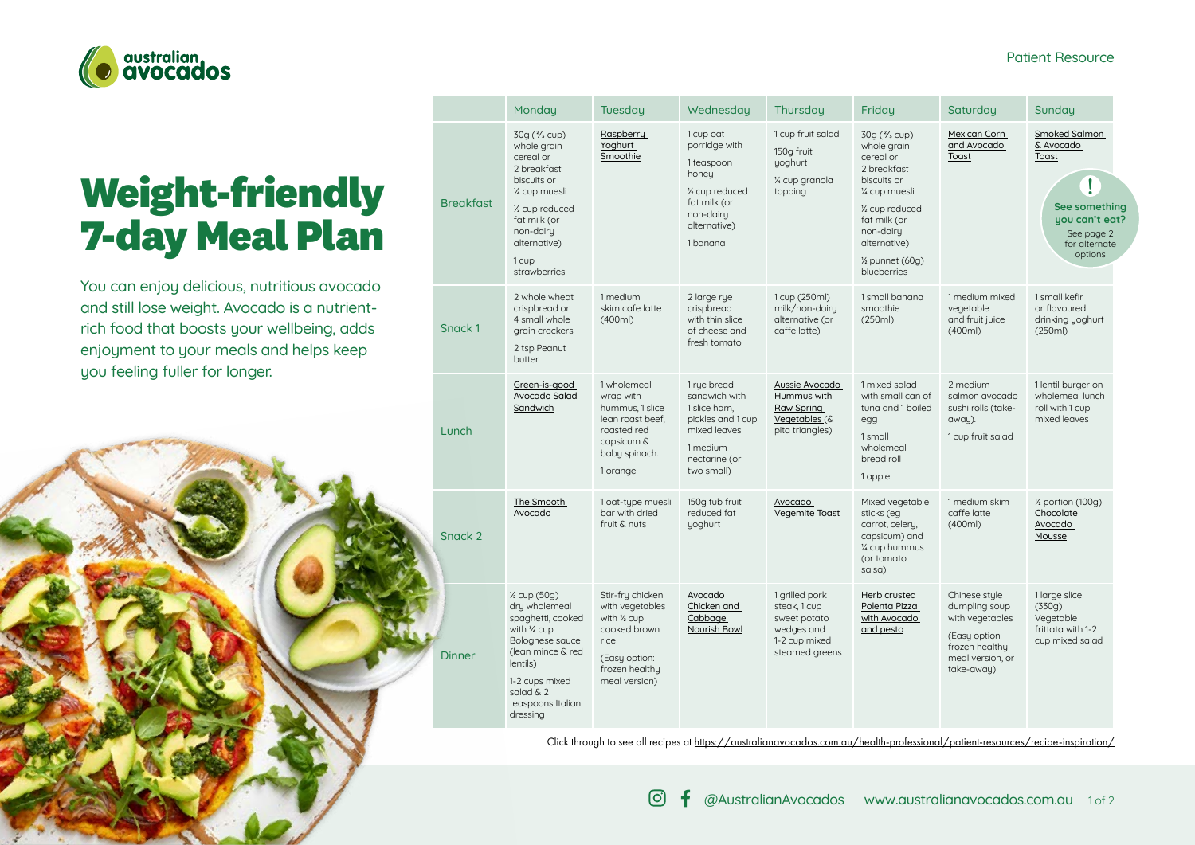Patient Resource

# Weight-friendly 7-day Meal Plan

You can enjoy delicious, nutritious avocado and still lose weight. Avocado is a nutrient-rich food that boosts your wellbeing, adds enjoyment to your meals and helps keep you feeling fuller for longer.

| | Monday | Tuesday | Wednesday | Thursday | Friday | Saturday | Sunday |
|---|---|---|---|---|---|---|---|
| Breakfast | 30g (⅔ cup) whole grain cereal or 2 breakfast biscuits or ¼ cup muesli<br>½ cup reduced fat milk (or non-dairy alternative)<br>1 cup strawberries | Raspberry Yoghurt Smoothie | 1 cup oat porridge with<br>1 teaspoon honey<br>½ cup reduced fat milk (or non-dairy alternative)<br>1 banana | 1 cup fruit salad<br>150g fruit yoghurt<br>¼ cup granola topping | 30g (⅔ cup) whole grain cereal or 2 breakfast biscuits or ¼ cup muesli<br>½ cup reduced fat milk (or non-dairy alternative)<br>½ punnet (60g) blueberries | Mexican Corn and Avocado Toast | Smoked Salmon & Avocado Toast<br>**!** See something you can't eat? See page 2 for alternate options |
| Snack 1 | 2 whole wheat crispbread or 4 small whole grain crackers<br>2 tsp Peanut butter | 1 medium skim cafe latte (400ml) | 2 large rye crispbread with thin slice of cheese and fresh tomato | 1 cup (250ml) milk/non-dairy alternative (or caffe latte) | 1 small banana smoothie (250ml) | 1 medium mixed vegetable and fruit juice (400ml) | 1 small kefir or flavoured drinking yoghurt (250ml) |
| Lunch | Green-is-good Avocado Salad Sandwich | 1 wholemeal wrap with hummus, 1 slice lean roast beef, roasted red capsicum & baby spinach.<br>1 orange | 1 rye bread sandwich with 1 slice ham, pickles and 1 cup mixed leaves.<br>1 medium nectarine (or two small) | Aussie Avocado Hummus with Raw Spring Vegetables (& pita triangles) | 1 mixed salad with small can of tuna and 1 boiled egg<br>1 small wholemeal bread roll<br>1 apple | 2 medium salmon avocado sushi rolls (take-away).<br>1 cup fruit salad | 1 lentil burger on wholemeal lunch roll with 1 cup mixed leaves |
| Snack 2 | The Smooth Avocado | 1 oat-type muesli bar with dried fruit & nuts | 150g tub fruit reduced fat yoghurt | Avocado Vegemite Toast | Mixed vegetable sticks (eg carrot, celery, capsicum) and ¼ cup hummus (or tomato salsa) | 1 medium skim caffe latte (400ml) | ½ portion (100g) Chocolate Avocado Mousse |
| Dinner | ½ cup (50g) dry wholemeal spaghetti, cooked with ¾ cup Bolognese sauce (lean mince & red lentils)<br>1-2 cups mixed salad & 2 teaspoons Italian dressing | Stir-fry chicken with vegetables with ½ cup cooked brown rice<br>(Easy option: frozen healthy meal version) | Avocado Chicken and Cabbage Nourish Bowl | 1 grilled pork steak, 1 cup sweet potato wedges and 1-2 cup mixed steamed greens | Herb crusted Polenta Pizza with Avocado and pesto | Chinese style dumpling soup with vegetables<br>(Easy option: frozen healthy meal version, or take-away) | 1 large slice (330g) Vegetable frittata with 1-2 cup mixed salad |

Click through to see all recipes at https://australianavocados.com.au/health-professional/patient-resources/recipe-inspiration/

@AustralianAvocados www.australianavocados.com.au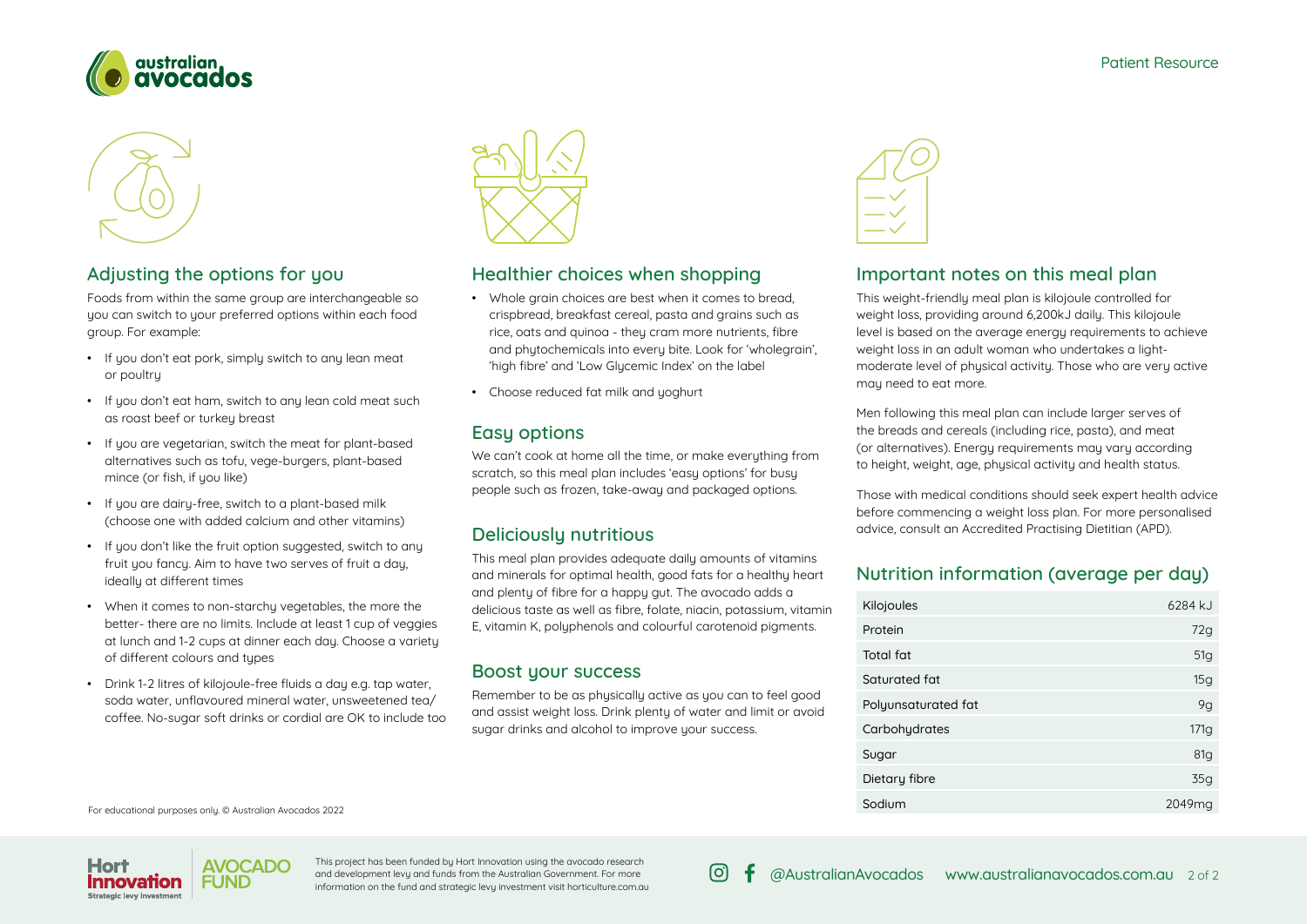## Adjusting the options for you

Foods from within the same group are interchangeable so you can switch to your preferred options within each food group. For example:

- If you don't eat pork, simply switch to any lean meat or poultry
- If you don't eat ham, switch to any lean cold meat such as roast beef or turkey breast
- If you are vegetarian, switch the meat for plant-based alternatives such as tofu, vege-burgers, plant-based mince (or fish, if you like)
- If you are dairy-free, switch to a plant-based milk (choose one with added calcium and other vitamins)
- If you don't like the fruit option suggested, switch to any fruit you fancy. Aim to have two serves of fruit a day, ideally at different times
- When it comes to non-starchy vegetables, the more the better- there are no limits. Include at least 1 cup of veggies at lunch and 1-2 cups at dinner each day. Choose a variety of different colours and types
- Drink 1-2 litres of kilojoule-free fluids a day e.g. tap water, soda water, unflavoured mineral water, unsweetened tea/coffee. No-sugar soft drinks or cordial are OK to include too

## Healthier choices when shopping

- Whole grain choices are best when it comes to bread, crispbread, breakfast cereal, pasta and grains such as rice, oats and quinoa - they cram more nutrients, fibre and phytochemicals into every bite. Look for 'wholegrain', 'high fibre' and 'Low Glycemic Index' on the label
- Choose reduced fat milk and yoghurt

## Easy options

We can't cook at home all the time, or make everything from scratch, so this meal plan includes 'easy options' for busy people such as frozen, take-away and packaged options.

## Deliciously nutritious

This meal plan provides adequate daily amounts of vitamins and minerals for optimal health, good fats for a healthy heart and plenty of fibre for a happy gut. The avocado adds a delicious taste as well as fibre, folate, niacin, potassium, vitamin E, vitamin K, polyphenols and colourful carotenoid pigments.

## Boost your success

Remember to be as physically active as you can to feel good and assist weight loss. Drink plenty of water and limit or avoid sugar drinks and alcohol to improve your success.

## Important notes on this meal plan

This weight-friendly meal plan is kilojoule controlled for weight loss, providing around 6,200kJ daily. This kilojoule level is based on the average energy requirements to achieve weight loss in an adult woman who undertakes a light-moderate level of physical activity. Those who are very active may need to eat more.

Men following this meal plan can include larger serves of the breads and cereals (including rice, pasta), and meat (or alternatives). Energy requirements may vary according to height, weight, age, physical activity and health status.

Those with medical conditions should seek expert health advice before commencing a weight loss plan. For more personalised advice, consult an Accredited Practising Dietitian (APD).

## Nutrition information (average per day)

| | |
|---|---|
| Kilojoules | 6284 kJ |
| Protein | 72g |
| Total fat | 51g |
| Saturated fat | 15g |
| Polyunsaturated fat | 9g |
| Carbohydrates | 171g |
| Sugar | 81g |
| Dietary fibre | 35g |
| Sodium | 2049mg |

For educational purposes only. © Australian Avocados 2022

This project has been funded by Hort Innovation using the avocado research and development levy and funds from the Australian Government. For more information on the fund and strategic levy investment visit horticulture.com.au

@AustralianAvocados www.australianavocados.com.au